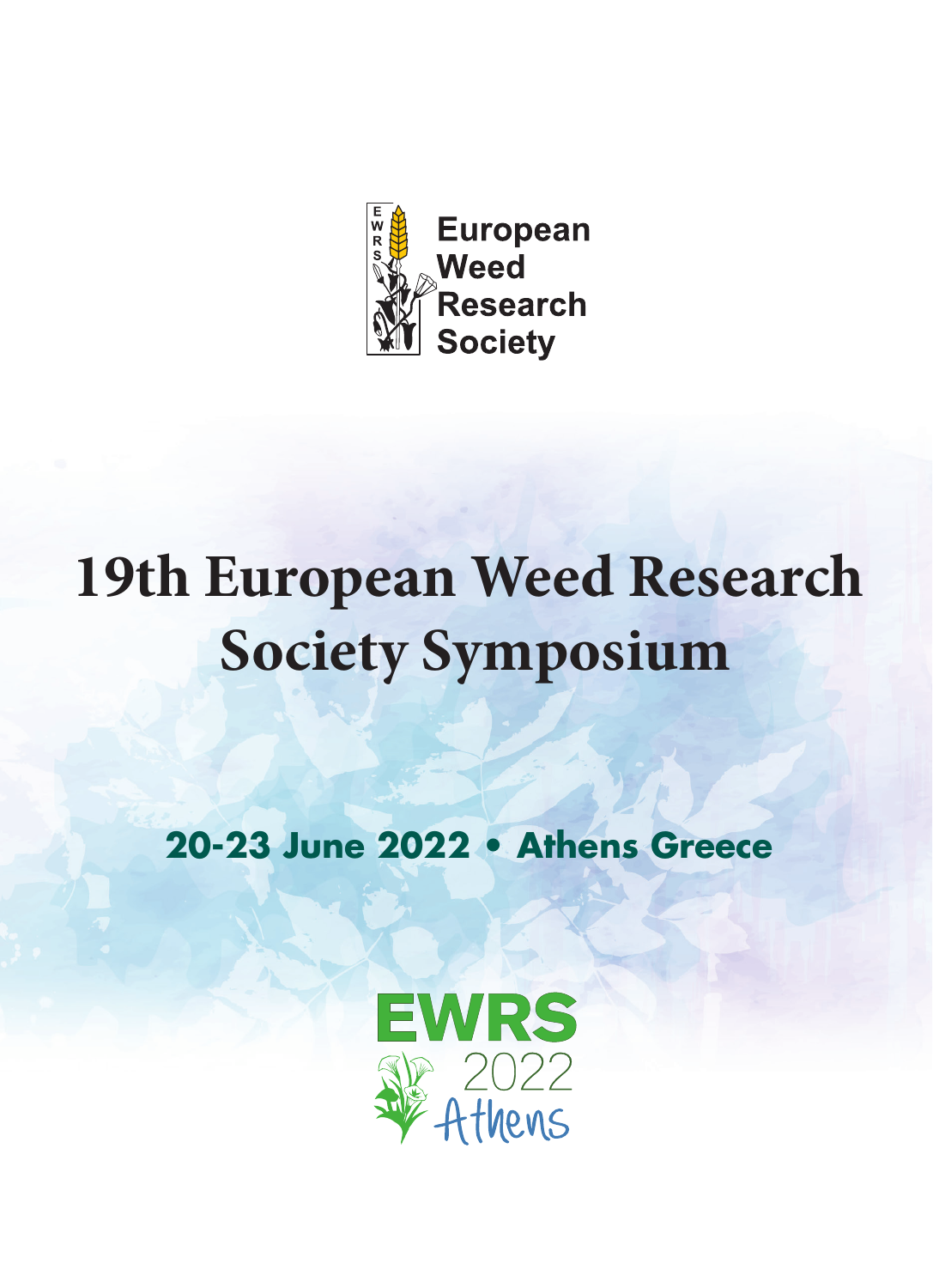European Weed Research Society

# 19th European Weed Research Society Symposium

## 20-23 June 2022 • Athens Greece

EWRS 2022 Athens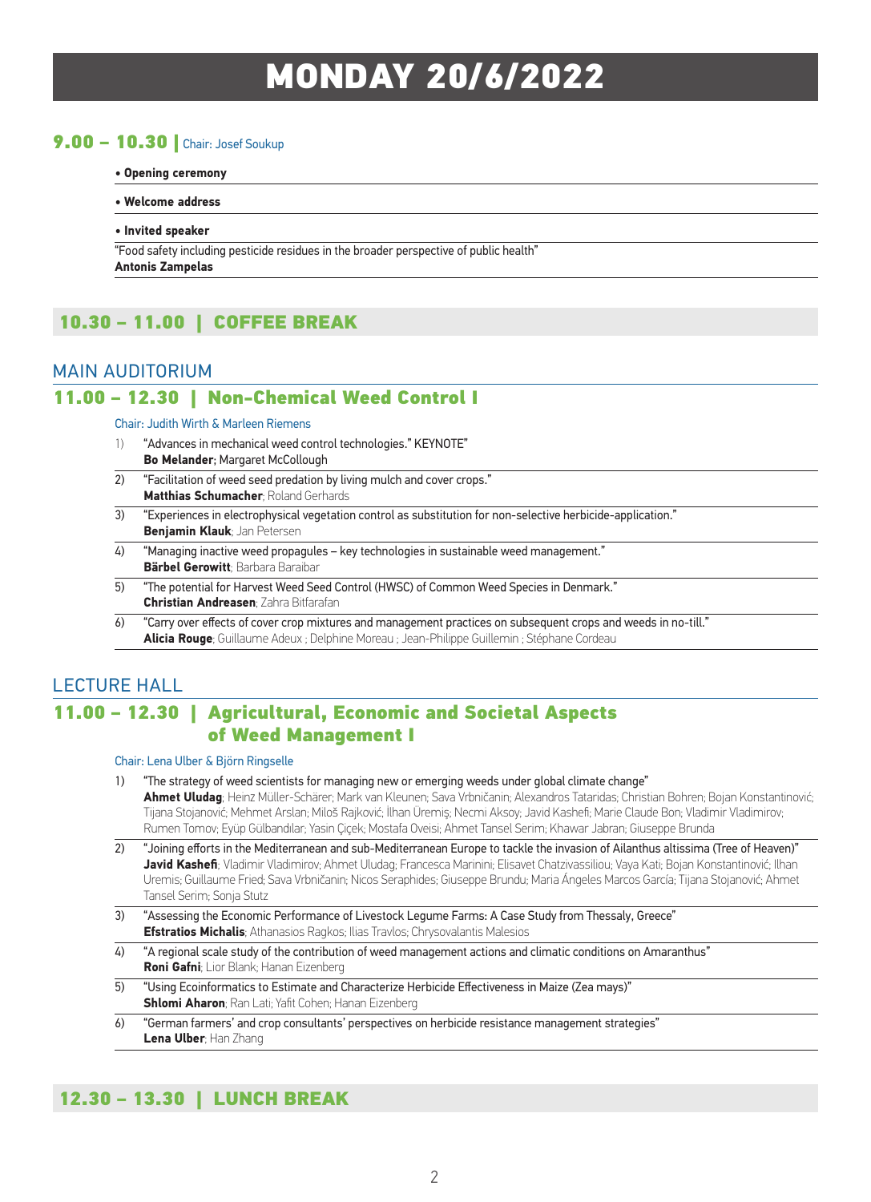# MONDAY 20/6/2022

## 9.00 – 10.30 | Chair: Josef Soukup

- **Opening ceremony**
- **Welcome address**
- **Invited speaker**

"Food safety including pesticide residues in the broader perspective of public health"
**Antonis Zampelas**

## 10.30 – 11.00 | COFFEE BREAK

## MAIN AUDITORIUM

## 11.00 – 12.30 | Non-Chemical Weed Control I

Chair: Judith Wirth & Marleen Riemens

1) "Advances in mechanical weed control technologies." KEYNOTE"
**Bo Melander**; Margaret McCollough

2) "Facilitation of weed seed predation by living mulch and cover crops."
**Matthias Schumacher**; Roland Gerhards

3) "Experiences in electrophysical vegetation control as substitution for non-selective herbicide-application."
**Benjamin Klauk**; Jan Petersen

4) "Managing inactive weed propagules – key technologies in sustainable weed management."
**Bärbel Gerowitt**; Barbara Baraibar

5) "The potential for Harvest Weed Seed Control (HWSC) of Common Weed Species in Denmark."
**Christian Andreasen**; Zahra Bitfarafan

6) "Carry over effects of cover crop mixtures and management practices on subsequent crops and weeds in no-till."
**Alicia Rouge**; Guillaume Adeux ; Delphine Moreau ; Jean-Philippe Guillemin ; Stéphane Cordeau

## LECTURE HALL

## 11.00 – 12.30 | Agricultural, Economic and Societal Aspects of Weed Management I

Chair: Lena Ulber & Björn Ringselle

1) "The strategy of weed scientists for managing new or emerging weeds under global climate change"
**Ahmet Uludag**; Heinz Müller-Schärer; Mark van Kleunen; Sava Vrbničanin; Alexandros Tataridas; Christian Bohren; Bojan Konstantinović; Tijana Stojanović; Mehmet Arslan; Miloš Rajković; İlhan Üremiş; Necmi Aksoy; Javid Kashefi; Marie Claude Bon; Vladimir Vladimirov; Rumen Tomov; Eyüp Gülbandılar; Yasin Çiçek; Mostafa Oveisi; Ahmet Tansel Serim; Khawar Jabran; Giuseppe Brunda

2) "Joining efforts in the Mediterranean and sub-Mediterranean Europe to tackle the invasion of Ailanthus altissima (Tree of Heaven)"
**Javid Kashefi**; Vladimir Vladimirov; Ahmet Uludag; Francesca Marinini; Elisavet Chatzivassiliou; Vaya Kati; Bojan Konstantinović; Ilhan Uremis; Guillaume Fried; Sava Vrbničanin; Nicos Seraphides; Giuseppe Brundu; Maria Ángeles Marcos García; Tijana Stojanović; Ahmet Tansel Serim; Sonja Stutz

3) "Assessing the Economic Performance of Livestock Legume Farms: A Case Study from Thessaly, Greece"
**Efstratios Michalis**; Athanasios Ragkos; Ilias Travlos; Chrysovalantis Malesios

4) "A regional scale study of the contribution of weed management actions and climatic conditions on Amaranthus"
**Roni Gafni**; Lior Blank; Hanan Eizenberg

5) "Using Ecoinformatics to Estimate and Characterize Herbicide Effectiveness in Maize (Zea mays)"
**Shlomi Aharon**; Ran Lati; Yafit Cohen; Hanan Eizenberg

6) "German farmers' and crop consultants' perspectives on herbicide resistance management strategies"
**Lena Ulber**; Han Zhang

## 12.30 – 13.30 | LUNCH BREAK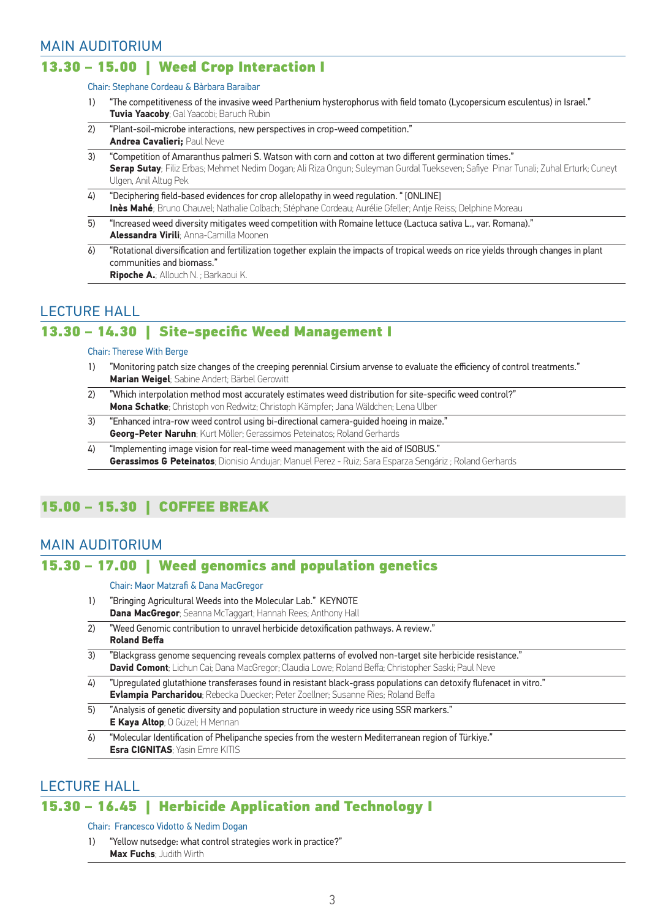## MAIN AUDITORIUM

### 13.30 – 15.00 | Weed Crop Interaction I

Chair: Stephane Cordeau & Bàrbara Baraibar

1) "The competitiveness of the invasive weed Parthenium hysterophorus with field tomato (Lycopersicum esculentus) in Israel."
**Tuvia Yaacoby**; Gal Yaacobi; Baruch Rubin

2) "Plant-soil-microbe interactions, new perspectives in crop-weed competition."
**Andrea Cavalieri;** Paul Neve

3) "Competition of Amaranthus palmeri S. Watson with corn and cotton at two different germination times."
**Serap Sutay**; Filiz Erbas; Mehmet Nedim Dogan; Ali Riza Ongun; Suleyman Gurdal Tuekseven; Safiye Pinar Tunali; Zuhal Erturk; Cuneyt Ulgen, Anil Altug Pek

4) "Deciphering field-based evidences for crop allelopathy in weed regulation. " [ONLINE]
**Inès Mahé**; Bruno Chauvel; Nathalie Colbach; Stéphane Cordeau; Aurélie Gfeller; Antje Reiss; Delphine Moreau

5) "Increased weed diversity mitigates weed competition with Romaine lettuce (Lactuca sativa L., var. Romana)."
**Alessandra Virili**; Anna-Camilla Moonen

6) "Rotational diversification and fertilization together explain the impacts of tropical weeds on rice yields through changes in plant communities and biomass."
**Ripoche A.**; Allouch N. ; Barkaoui K.

## LECTURE HALL

### 13.30 – 14.30 | Site-specific Weed Management I

Chair: Therese With Berge

1) "Monitoring patch size changes of the creeping perennial Cirsium arvense to evaluate the efficiency of control treatments."
**Marian Weigel**; Sabine Andert; Bärbel Gerowitt

2) "Which interpolation method most accurately estimates weed distribution for site-specific weed control?"
**Mona Schatke**; Christoph von Redwitz; Christoph Kämpfer; Jana Wäldchen; Lena Ulber

3) "Enhanced intra-row weed control using bi-directional camera-guided hoeing in maize."
**Georg-Peter Naruhn**; Kurt Möller; Gerassimos Peteinatos; Roland Gerhards

4) "Implementing image vision for real-time weed management with the aid of ISOBUS."
**Gerassimos G Peteinatos**; Dionisio Andujar; Manuel Perez - Ruiz; Sara Esparza Sengáriz ; Roland Gerhards

### 15.00 – 15.30 | COFFEE BREAK

## MAIN AUDITORIUM

### 15.30 – 17.00 | Weed genomics and population genetics

Chair: Maor Matzrafi & Dana MacGregor

1) "Bringing Agricultural Weeds into the Molecular Lab." KEYNOTE
**Dana MacGregor**; Seanna McTaggart; Hannah Rees; Anthony Hall

2) "Weed Genomic contribution to unravel herbicide detoxification pathways. A review."
**Roland Beffa**

3) "Blackgrass genome sequencing reveals complex patterns of evolved non-target site herbicide resistance."
**David Comont**; Lichun Cai; Dana MacGregor; Claudia Lowe; Roland Beffa; Christopher Saski; Paul Neve

4) "Upregulated glutathione transferases found in resistant black-grass populations can detoxify flufenacet in vitro."
**Evlampia Parcharidou**; Rebecka Duecker; Peter Zoellner; Susanne Ries; Roland Beffa

5) "Analysis of genetic diversity and population structure in weedy rice using SSR markers."
**E Kaya Altop**; O Güzel; H Mennan

6) "Molecular Identification of Phelipanche species from the western Mediterranean region of Türkiye."
**Esra CIGNITAS**; Yasin Emre KITIS

## LECTURE HALL

### 15.30 – 16.45 | Herbicide Application and Technology I

Chair: Francesco Vidotto & Nedim Dogan

1) "Yellow nutsedge: what control strategies work in practice?"
**Max Fuchs**; Judith Wirth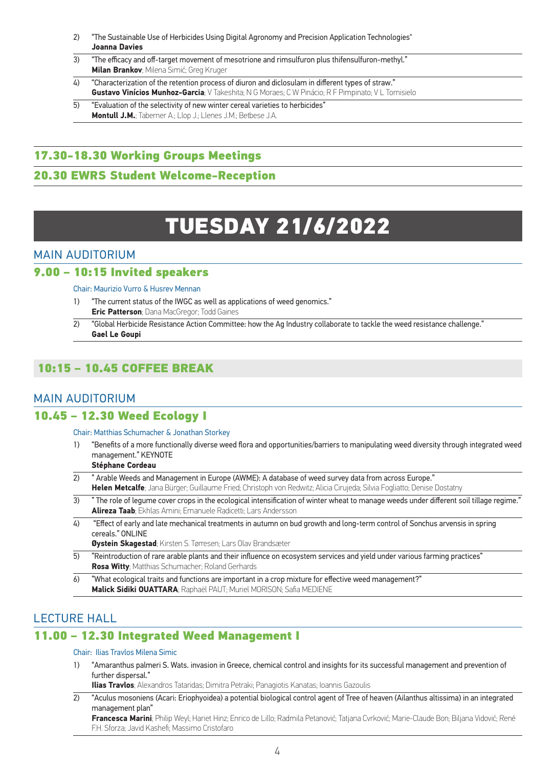2) "The Sustainable Use of Herbicides Using Digital Agronomy and Precision Application Technologies"
**Joanna Davies**

3) "The efficacy and off-target movement of mesotrione and rimsulfuron plus thifensulfuron-methyl."
**Milan Brankov**; Milena Simić; Greg Kruger

4) "Characterization of the retention process of diuron and diclosulam in different types of straw."
**Gustavo Vinícios Munhoz-Garcia**; V Takeshita; N G Moraes; C W Pinácio; R F Pimpinato; V L Tornisielo

5) "Evaluation of the selectivity of new winter cereal varieties to herbicides"
**Montull J.M.**; Taberner A.; Llop J.; Llenes J.M.; Betbese J.A.

## 17.30-18.30 Working Groups Meetings

## 20.30 EWRS Student Welcome-Reception

# TUESDAY 21/6/2022

## MAIN AUDITORIUM

### 9.00 – 10:15 Invited speakers

Chair: Maurizio Vurro & Husrev Mennan

1) "The current status of the IWGC as well as applications of weed genomics."
**Eric Patterson**; Dana MacGregor; Todd Gaines

2) "Global Herbicide Resistance Action Committee: how the Ag Industry collaborate to tackle the weed resistance challenge."
**Gael Le Goupi**

## 10:15 – 10.45 COFFEE BREAK

## MAIN AUDITORIUM

### 10.45 – 12.30 Weed Ecology I

Chair: Matthias Schumacher & Jonathan Storkey

1) "Benefits of a more functionally diverse weed flora and opportunities/barriers to manipulating weed diversity through integrated weed management." KEYNOTE
**Stéphane Cordeau**

2) " Arable Weeds and Management in Europe (AWME): A database of weed survey data from across Europe."
**Helen Metcalfe**; Jana Bürger; Guillaume Fried; Christoph von Redwitz; Alicia Cirujeda; Silvia Fogliatto; Denise Dostatny

3) " The role of legume cover crops in the ecological intensification of winter wheat to manage weeds under different soil tillage regime."
**Alireza Taab**; Ekhlas Amini; Emanuele Radicetti; Lars Andersson

4) "Effect of early and late mechanical treatments in autumn on bud growth and long-term control of Sonchus arvensis in spring cereals." ONLINE
**Øystein Skagestad**; Kirsten S. Tørresen; Lars Olav Brandsæter

5) "Reintroduction of rare arable plants and their influence on ecosystem services and yield under various farming practices"
**Rosa Witty**; Matthias Schumacher; Roland Gerhards

6) "What ecological traits and functions are important in a crop mixture for effective weed management?"
**Malick Sidiki OUATTARA**; Raphaël PAUT; Muriel MORISON; Safia MEDIENE

## LECTURE HALL

### 11.00 – 12.30 Integrated Weed Management I

Chair: Ilias Travlos Milena Simic

1) "Amaranthus palmeri S. Wats. invasion in Greece, chemical control and insights for its successful management and prevention of further dispersal."
**Ilias Travlos**; Alexandros Tataridas; Dimitra Petraki; Panagiotis Kanatas; Ioannis Gazoulis

2) "Aculus mosoniens (Acari: Eriophyoidea) a potential biological control agent of Tree of heaven (Ailanthus altissima) in an integrated management plan"
**Francesca Marini**; Philip Weyl; Hariet Hinz; Enrico de Lillo; Radmila Petanović; Tatjana Cvrković; Marie-Claude Bon; Biljana Vidović; René F.H. Sforza; Javid Kashefi; Massimo Cristofaro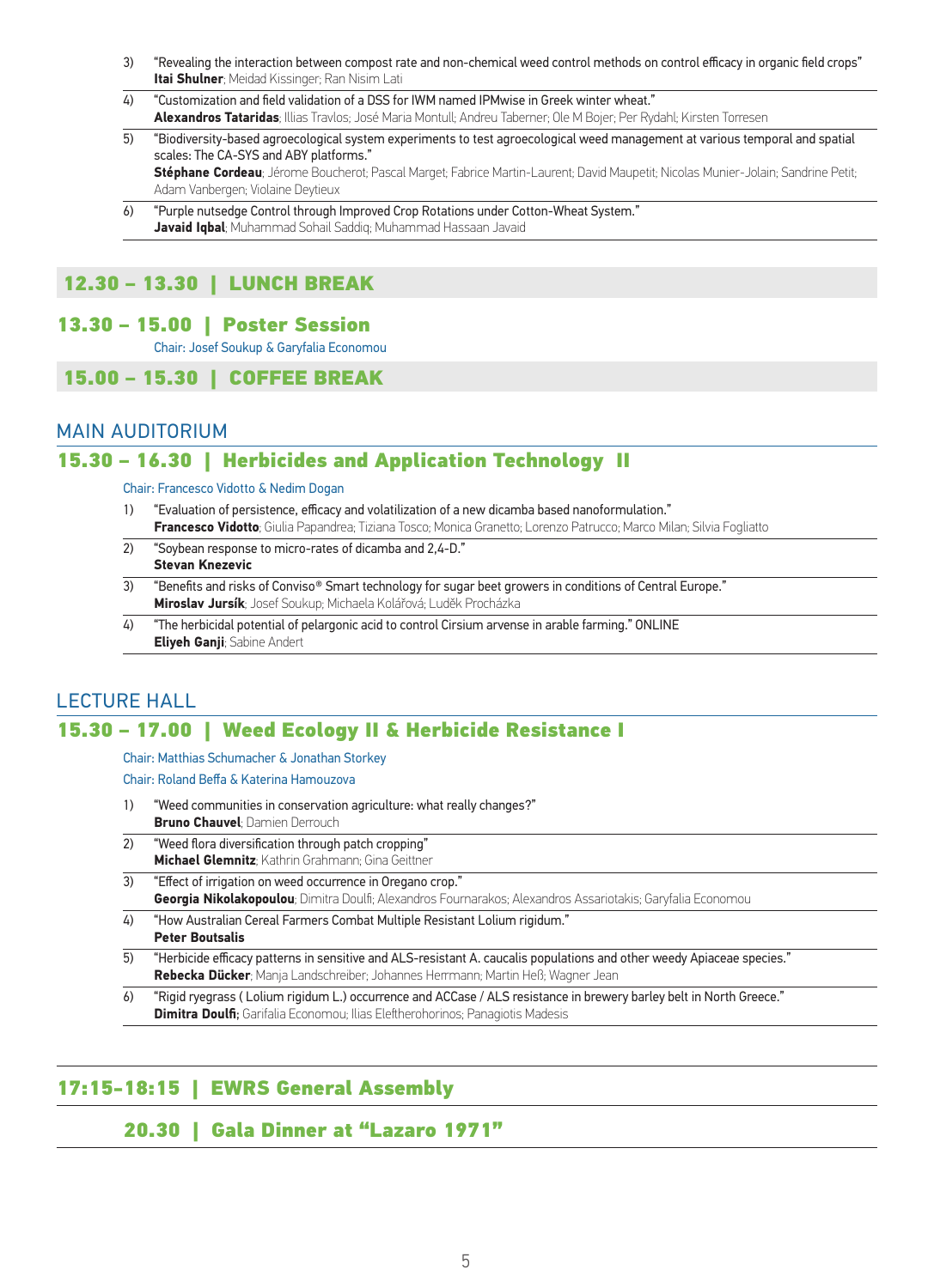3) "Revealing the interaction between compost rate and non-chemical weed control methods on control efficacy in organic field crops"
**Itai Shulner**; Meidad Kissinger; Ran Nisim Lati

4) "Customization and field validation of a DSS for IWM named IPMwise in Greek winter wheat."
**Alexandros Tataridas**; Illias Travlos; José Maria Montull; Andreu Taberner; Ole M Bojer; Per Rydahl; Kirsten Torresen

5) "Biodiversity-based agroecological system experiments to test agroecological weed management at various temporal and spatial scales: The CA-SYS and ABY platforms."
**Stéphane Cordeau**; Jérome Boucherot; Pascal Marget; Fabrice Martin-Laurent; David Maupetit; Nicolas Munier-Jolain; Sandrine Petit; Adam Vanbergen; Violaine Deytieux

6) "Purple nutsedge Control through Improved Crop Rotations under Cotton-Wheat System."
**Javaid Iqbal**; Muhammad Sohail Saddiq; Muhammad Hassaan Javaid

## 12.30 – 13.30 | LUNCH BREAK

## 13.30 – 15.00 | Poster Session

Chair: Josef Soukup & Garyfalia Economou

## 15.00 – 15.30 | COFFEE BREAK

# MAIN AUDITORIUM

## 15.30 – 16.30 | Herbicides and Application Technology II

Chair: Francesco Vidotto & Nedim Dogan

1) "Evaluation of persistence, efficacy and volatilization of a new dicamba based nanoformulation."
**Francesco Vidotto**; Giulia Papandrea; Tiziana Tosco; Monica Granetto; Lorenzo Patrucco; Marco Milan; Silvia Fogliatto

2) "Soybean response to micro-rates of dicamba and 2,4-D."
**Stevan Knezevic**

3) "Benefits and risks of Conviso® Smart technology for sugar beet growers in conditions of Central Europe."
**Miroslav Jursík**; Josef Soukup; Michaela Kolářová; Luděk Procházka

4) "The herbicidal potential of pelargonic acid to control Cirsium arvense in arable farming." ONLINE
**Eliyeh Ganji**; Sabine Andert

# LECTURE HALL

## 15.30 – 17.00 | Weed Ecology II & Herbicide Resistance I

Chair: Matthias Schumacher & Jonathan Storkey

Chair: Roland Beffa & Katerina Hamouzova

1) "Weed communities in conservation agriculture: what really changes?"
**Bruno Chauvel**; Damien Derrouch

2) "Weed flora diversification through patch cropping"
**Michael Glemnitz**; Kathrin Grahmann; Gina Geittner

3) "Effect of irrigation on weed occurrence in Oregano crop."
**Georgia Nikolakopoulou**; Dimitra Doulfi; Alexandros Fournarakos; Alexandros Assariotakis; Garyfalia Economou

4) "How Australian Cereal Farmers Combat Multiple Resistant Lolium rigidum."
**Peter Boutsalis**

5) "Herbicide efficacy patterns in sensitive and ALS-resistant A. caucalis populations and other weedy Apiaceae species."
**Rebecka Dücker**; Manja Landschreiber; Johannes Herrmann; Martin Heß; Wagner Jean

6) "Rigid ryegrass ( Lolium rigidum L.) occurrence and ACCase / ALS resistance in brewery barley belt in North Greece."
**Dimitra Doulfi**; Garifalia Economou; Ilias Eleftherohorinos; Panagiotis Madesis

## 17:15-18:15 | EWRS General Assembly

## 20.30 | Gala Dinner at "Lazaro 1971"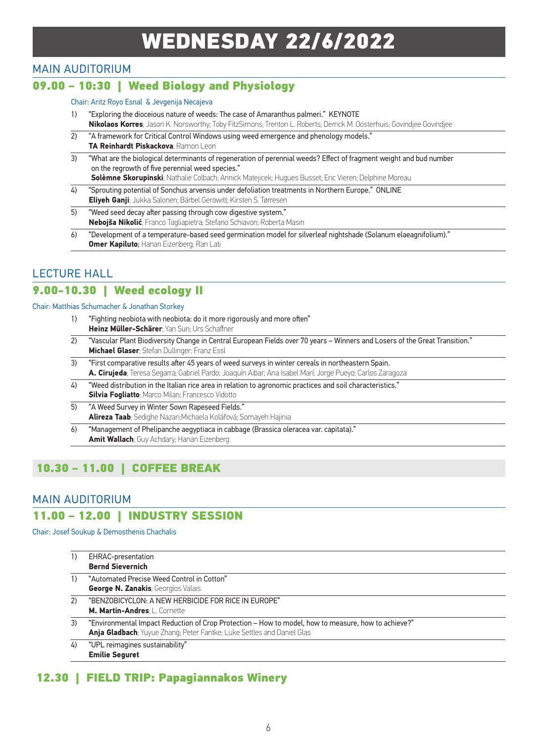# WEDNESDAY 22/6/2022

## MAIN AUDITORIUM

### 09.00 – 10:30 | Weed Biology and Physiology

Chair: Aritz Royo Esnal & Jevgenija Necajeva

1) "Exploring the dioceious nature of weeds: The case of Amaranthus palmeri." KEYNOTE
   **Nikolaos Korres**; Jason K. Norsworthy; Toby FitzSimons; Trenton L. Roberts; Derrick M. Oosterhuis; Govindjee Govindjee
2) "A framework for Critical Control Windows using weed emergence and phenology models."
   **TA Reinhardt Piskackova**; Ramon Leon
3) "What are the biological determinants of regeneration of perennial weeds? Effect of fragment weight and bud number on the regrowth of five perennial weed species."
   **Solèmne Skorupinski**; Nathalie Colbach; Annick Matejicek; Hugues Busset; Eric Vieren; Delphine Moreau
4) "Sprouting potential of Sonchus arvensis under defoliation treatments in Northern Europe." ONLINE
   **Eliyeh Ganji**; Jukka Salonen; Bärbel Gerowitt; Kirsten S. Tørresen
5) "Weed seed decay after passing through cow digestive system."
   **Nebojša Nikolić**; Franco Tagliapietra; Stefano Schiavon; Roberta Masin
6) "Development of a temperature-based seed germination model for silverleaf nightshade (Solanum elaeagnifolium)."
   **Omer Kapiluto;** Hanan Eizenberg; Ran Lati

## LECTURE HALL

### 9.00–10.30 | Weed ecology II

Chair: Matthias Schumacher & Jonathan Storkey

1) "Fighting neobiota with neobiota: do it more rigorously and more often"
   **Heinz Müller-Schärer**; Yan Sun; Urs Schaffner
2) "Vascular Plant Biodiversity Change in Central European Fields over 70 years – Winners and Losers of the Great Transition."
   **Michael Glaser**; Stefan Dullinger; Franz Essl
3) "First comparative results after 45 years of weed surveys in winter cereals in northeastern Spain.
   **A. Cirujeda**; Teresa Segarra; Gabriel Pardo; Joaquín Aibar; Ana Isabel Marí; Jorge Pueyo; Carlos Zaragoza
4) "Weed distribution in the Italian rice area in relation to agronomic practices and soil characteristics."
   **Silvia Fogliatto**; Marco Milan; Francesco Vidotto
5) "A Weed Survey in Winter Sown Rapeseed Fields."
   **Alireza Taab**; Sedighe Nazari;Michaela Kolářová; Somayeh Hajinia
6) "Management of Phelipanche aegyptiaca in cabbage (Brassica oleracea var. capitata)."
   **Amit Wallach**; Guy Achdary; Hanan Eizenberg

### 10.30 – 11.00 | COFFEE BREAK

## MAIN AUDITORIUM

### 11.00 – 12.00 | INDUSTRY SESSION

Chair: Josef Soukup & Demosthenis Chachalis

1) EHRAC-presentation
   **Bernd Sievernich**
1) "Automated Precise Weed Control in Cotton"
   **George N. Zanakis**; Georgios Valais
2) "BENZOBICYCLON: A NEW HERBICIDE FOR RICE IN EUROPE"
   **M. Martin-Andres**; L. Cornette
3) "Environmental Impact Reduction of Crop Protection – How to model, how to measure, how to achieve?"
   **Anja Gladbach**; Yuyue Zhang; Peter Fantke; Luke Settles and Daniel Glas
4) "UPL reimagines sustainability"
   **Emilie Seguret**

### 12.30 | FIELD TRIP: Papagiannakos Winery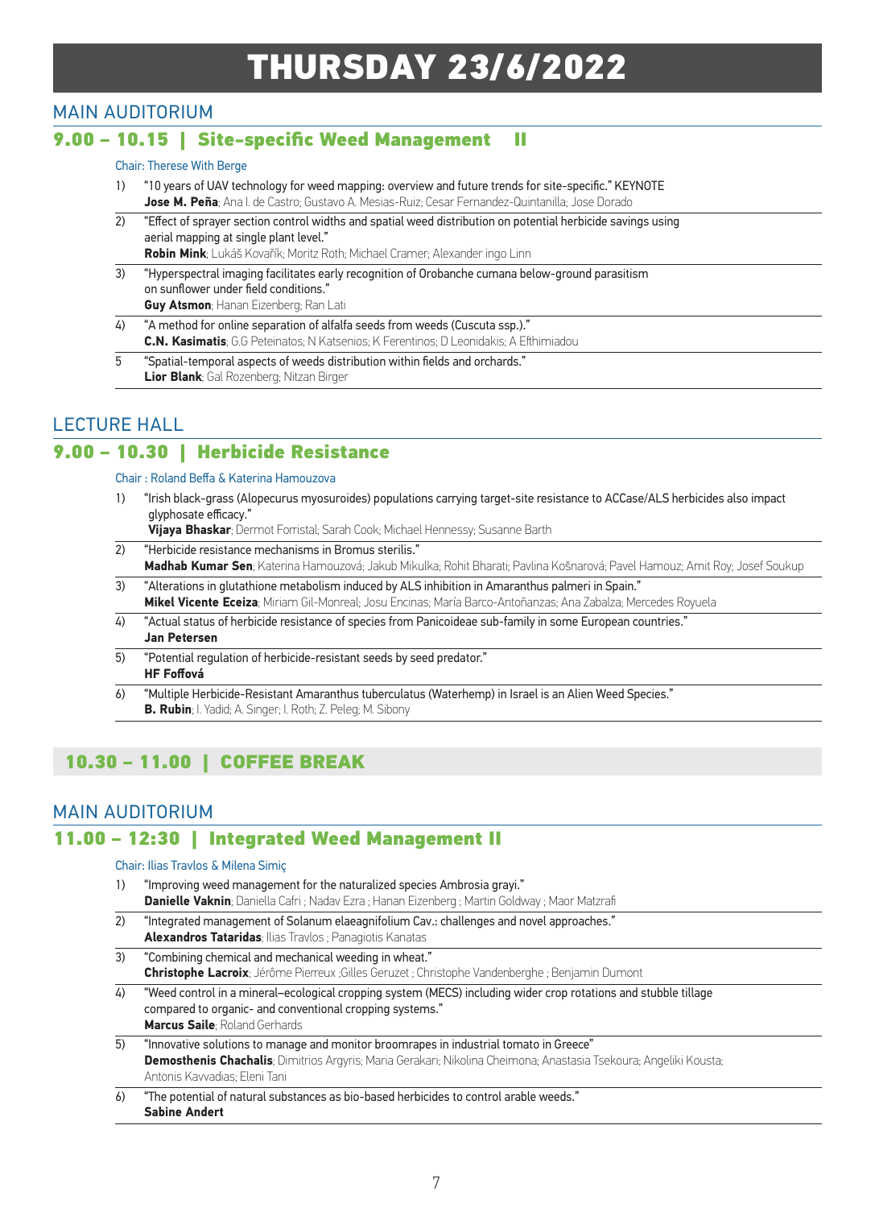# THURSDAY 23/6/2022

## MAIN AUDITORIUM

### 9.00 – 10.15 | Site-specific Weed Management II

Chair: Therese With Berge

1) "10 years of UAV technology for weed mapping: overview and future trends for site-specific." KEYNOTE
**Jose M. Peña**; Ana I. de Castro; Gustavo A. Mesias-Ruiz; Cesar Fernandez-Quintanilla; Jose Dorado

2) "Effect of sprayer section control widths and spatial weed distribution on potential herbicide savings using aerial mapping at single plant level."
**Robin Mink**; Lukáš Kovařík; Moritz Roth; Michael Cramer; Alexander ingo Linn

3) "Hyperspectral imaging facilitates early recognition of Orobanche cumana below-ground parasitism on sunflower under field conditions."
**Guy Atsmon**; Hanan Eizenberg; Ran Lati

4) "A method for online separation of alfalfa seeds from weeds (Cuscuta ssp.)."
**C.N. Kasimatis**; G.G Peteinatos; N Katsenios; K Ferentinos; D Leonidakis; A Efthimiadou

5 "Spatial-temporal aspects of weeds distribution within fields and orchards."
**Lior Blank**; Gal Rozenberg; Nitzan Birger

## LECTURE HALL

### 9.00 – 10.30 | Herbicide Resistance

Chair : Roland Beffa & Katerina Hamouzova

1) "Irish black-grass (Alopecurus myosuroides) populations carrying target-site resistance to ACCase/ALS herbicides also impact glyphosate efficacy."
**Vijaya Bhaskar**; Dermot Forristal; Sarah Cook; Michael Hennessy; Susanne Barth

2) "Herbicide resistance mechanisms in Bromus sterilis."
**Madhab Kumar Sen**; Katerina Hamouzová; Jakub Mikulka; Rohit Bharati; Pavlina Košnarová; Pavel Hamouz; Amit Roy; Josef Soukup

3) "Alterations in glutathione metabolism induced by ALS inhibition in Amaranthus palmeri in Spain."
**Mikel Vicente Eceiza**; Miriam Gil-Monreal; Josu Encinas; María Barco-Antoñanzas; Ana Zabalza; Mercedes Royuela

4) "Actual status of herbicide resistance of species from Panicoideae sub-family in some European countries."
**Jan Petersen**

5) "Potential regulation of herbicide-resistant seeds by seed predator."
**HF Foffová**

6) "Multiple Herbicide-Resistant Amaranthus tuberculatus (Waterhemp) in Israel is an Alien Weed Species."
**B. Rubin**; I. Yadid; A. Singer; I. Roth; Z. Peleg; M. Sibony

### 10.30 – 11.00 | COFFEE BREAK

## MAIN AUDITORIUM

### 11.00 – 12:30 | Integrated Weed Management II

Chair: Ilias Travlos & Milena Simiç

1) "Improving weed management for the naturalized species Ambrosia grayi."
**Danielle Vaknin**; Daniella Cafri ; Nadav Ezra ; Hanan Eizenberg ; Martin Goldway ; Maor Matzrafi

2) "Integrated management of Solanum elaeagnifolium Cav.: challenges and novel approaches."
**Alexandros Tataridas**; Ilias Travlos ; Panagiotis Kanatas

3) "Combining chemical and mechanical weeding in wheat."
**Christophe Lacroix**; Jérôme Pierreux ;Gilles Geruzet ; Christophe Vandenberghe ; Benjamin Dumont

4) "Weed control in a mineral–ecological cropping system (MECS) including wider crop rotations and stubble tillage compared to organic- and conventional cropping systems."
**Marcus Saile**; Roland Gerhards

5) "Innovative solutions to manage and monitor broomrapes in industrial tomato in Greece"
**Demosthenis Chachalis**; Dimitrios Argyris; Maria Gerakari; Nikolina Cheimona; Anastasia Tsekoura; Angeliki Kousta; Antonis Kavvadias; Eleni Tani

6) "The potential of natural substances as bio-based herbicides to control arable weeds."
**Sabine Andert**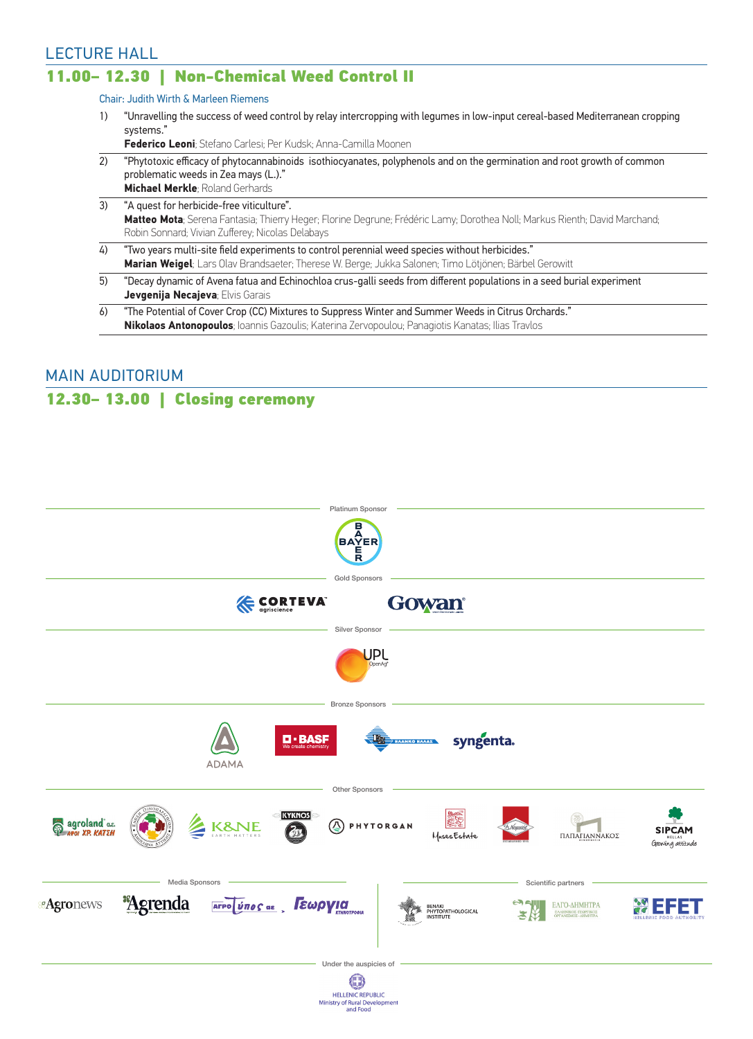## LECTURE HALL

### 11.00– 12.30 | Non-Chemical Weed Control II

Chair: Judith Wirth & Marleen Riemens

1) "Unravelling the success of weed control by relay intercropping with legumes in low-input cereal-based Mediterranean cropping systems."
**Federico Leoni**; Stefano Carlesi; Per Kudsk; Anna-Camilla Moonen

2) "Phytotoxic efficacy of phytocannabinoids isothiocyanates, polyphenols and on the germination and root growth of common problematic weeds in Zea mays (L.)."
**Michael Merkle**; Roland Gerhards

3) "A quest for herbicide-free viticulture".
**Matteo Mota**; Serena Fantasia; Thierry Heger; Florine Degrune; Frédéric Lamy; Dorothea Noll; Markus Rienth; David Marchand; Robin Sonnard; Vivian Zufferey; Nicolas Delabays

4) "Two years multi-site field experiments to control perennial weed species without herbicides."
**Marian Weigel**; Lars Olav Brandsaeter; Therese W. Berge; Jukka Salonen; Timo Lötjönen; Bärbel Gerowitt

5) "Decay dynamic of Avena fatua and Echinochloa crus-galli seeds from different populations in a seed burial experiment
**Jevgenija Necajeva**; Elvis Garais

6) "The Potential of Cover Crop (CC) Mixtures to Suppress Winter and Summer Weeds in Citrus Orchards."
**Nikolaos Antonopoulos**; Ioannis Gazoulis; Katerina Zervopoulou; Panagiotis Kanatas; Ilias Travlos

## MAIN AUDITORIUM

### 12.30– 13.00 | Closing ceremony

Platinum Sponsor

BAYER

Gold Sponsors

CORTEVA agriscience

Gowan

Silver Sponsor

UPL OpenAg

Bronze Sponsors

ADAMA

BASF We create chemistry

ΕΛΛΗΝΙΚΟ ΒΙΟΛΑΣ

syngenta.

Other Sponsors

agroland a.e. ΑΦΟΙ ΧΡ. ΚΑΤΣΗ

K&NE EARTH MATTERS

KYKNOS

PHYTORGAN

Muses Estate

ΠΑΠΑΓΙΑΝΝΑΚΟΣ

SIPCAM HELLAS Growing attitude

Media Sponsors

Agronews

Agrenda

ΑΓΡΟΤΥΠΟΣ ΑΕ

Γεωργία ΚΤΗΝΟΤΡΟΦΙΑ

Scientific partners

BENAKI PHYTOPATHOLOGICAL INSTITUTE

ΕΛΓΟ-ΔΗΜΗΤΡΑ

EFET HELLENIC FOOD AUTHORITY

Under the auspicies of

HELLENIC REPUBLIC
Ministry of Rural Development and Food